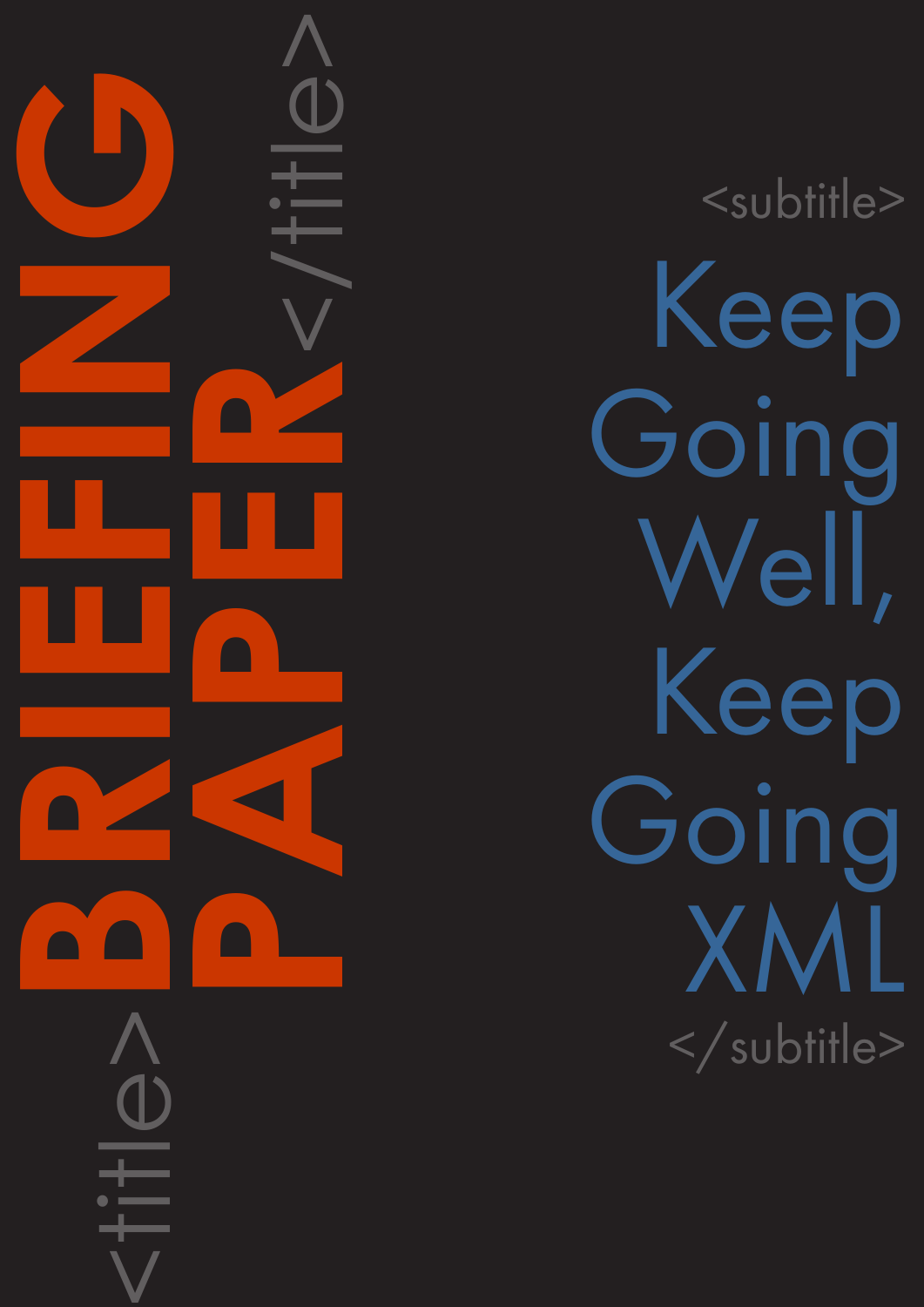<title>

# BRIEFING PAPER

</title>

<subtitle>

## Keep Going Well, Keep Going XML

</subtitle>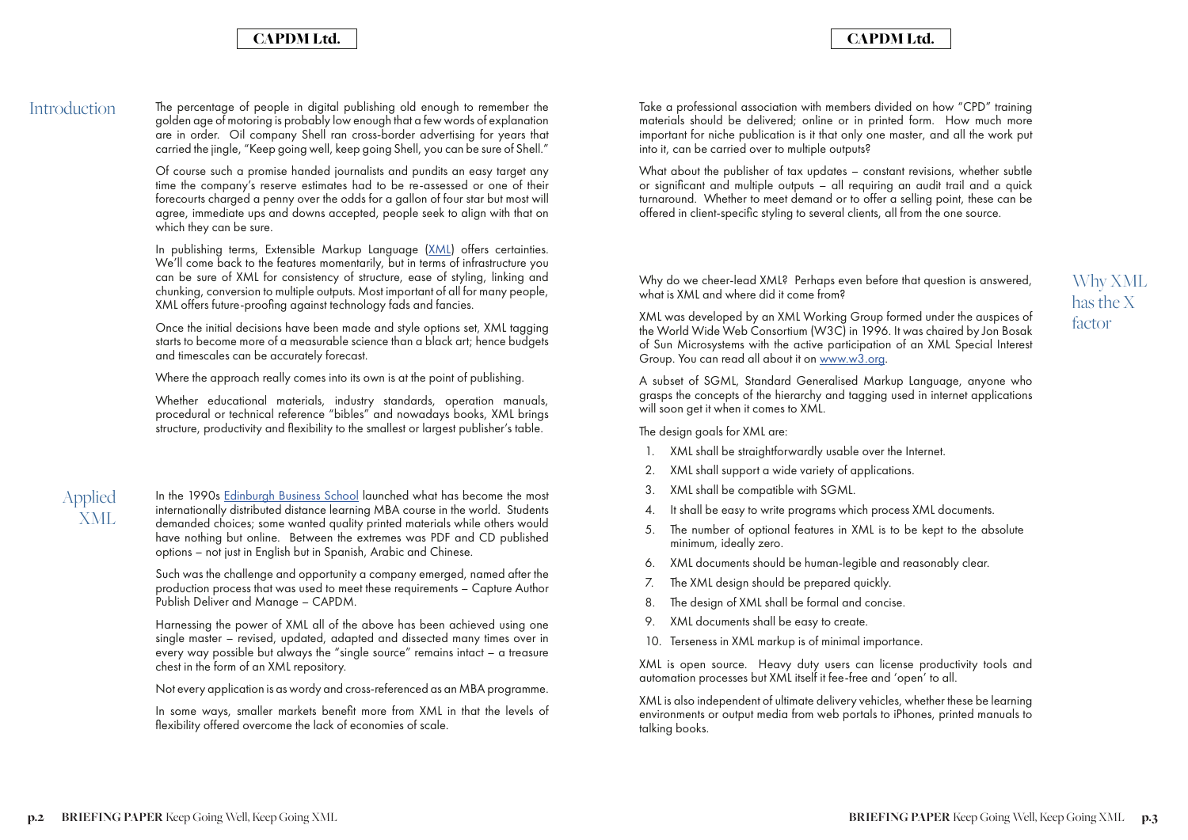## Introduction

The percentage of people in digital publishing old enough to remember the golden age of motoring is probably low enough that a few words of explanation are in order. Oil company Shell ran cross-border advertising for years that carried the jingle, "Keep going well, keep going Shell, you can be sure of Shell."

Of course such a promise handed journalists and pundits an easy target any time the company's reserve estimates had to be re-assessed or one of their forecourts charged a penny over the odds for a gallon of four star but most will agree, immediate ups and downs accepted, people seek to align with that on which they can be sure.

In publishing terms, Extensible Markup Language (XML) offers certainties. We'll come back to the features momentarily, but in terms of infrastructure you can be sure of XML for consistency of structure, ease of styling, linking and chunking, conversion to multiple outputs. Most important of all for many people, XML offers future-proofing against technology fads and fancies.

Once the initial decisions have been made and style options set, XML tagging starts to become more of a measurable science than a black art; hence budgets and timescales can be accurately forecast.

Where the approach really comes into its own is at the point of publishing.

Whether educational materials, industry standards, operation manuals, procedural or technical reference "bibles" and nowadays books, XML brings structure, productivity and flexibility to the smallest or largest publisher's table.

## Applied XML

In the 1990s Edinburgh Business School launched what has become the most internationally distributed distance learning MBA course in the world. Students demanded choices; some wanted quality printed materials while others would have nothing but online. Between the extremes was PDF and CD published options – not just in English but in Spanish, Arabic and Chinese.

Such was the challenge and opportunity a company emerged, named after the production process that was used to meet these requirements – Capture Author Publish Deliver and Manage – CAPDM.

Harnessing the power of XML all of the above has been achieved using one single master – revised, updated, adapted and dissected many times over in every way possible but always the "single source" remains intact – a treasure chest in the form of an XML repository.

Not every application is as wordy and cross-referenced as an MBA programme.

In some ways, smaller markets benefit more from XML in that the levels of flexibility offered overcome the lack of economies of scale.

Take a professional association with members divided on how "CPD" training materials should be delivered; online or in printed form. How much more important for niche publication is it that only one master, and all the work put into it, can be carried over to multiple outputs?

What about the publisher of tax updates – constant revisions, whether subtle or significant and multiple outputs – all requiring an audit trail and a quick turnaround. Whether to meet demand or to offer a selling point, these can be offered in client-specific styling to several clients, all from the one source.

## Why XML has the X factor

Why do we cheer-lead XML? Perhaps even before that question is answered, what is XML and where did it come from?

XML was developed by an XML Working Group formed under the auspices of the World Wide Web Consortium (W3C) in 1996. It was chaired by Jon Bosak of Sun Microsystems with the active participation of an XML Special Interest Group. You can read all about it on www.w3.org.

A subset of SGML, Standard Generalised Markup Language, anyone who grasps the concepts of the hierarchy and tagging used in internet applications will soon get it when it comes to XML.

The design goals for XML are:

1. XML shall be straightforwardly usable over the Internet.
2. XML shall support a wide variety of applications.
3. XML shall be compatible with SGML.
4. It shall be easy to write programs which process XML documents.
5. The number of optional features in XML is to be kept to the absolute minimum, ideally zero.
6. XML documents should be human-legible and reasonably clear.
7. The XML design should be prepared quickly.
8. The design of XML shall be formal and concise.
9. XML documents shall be easy to create.
10. Terseness in XML markup is of minimal importance.

XML is open source. Heavy duty users can license productivity tools and automation processes but XML itself it fee-free and 'open' to all.

XML is also independent of ultimate delivery vehicles, whether these be learning environments or output media from web portals to iPhones, printed manuals to talking books.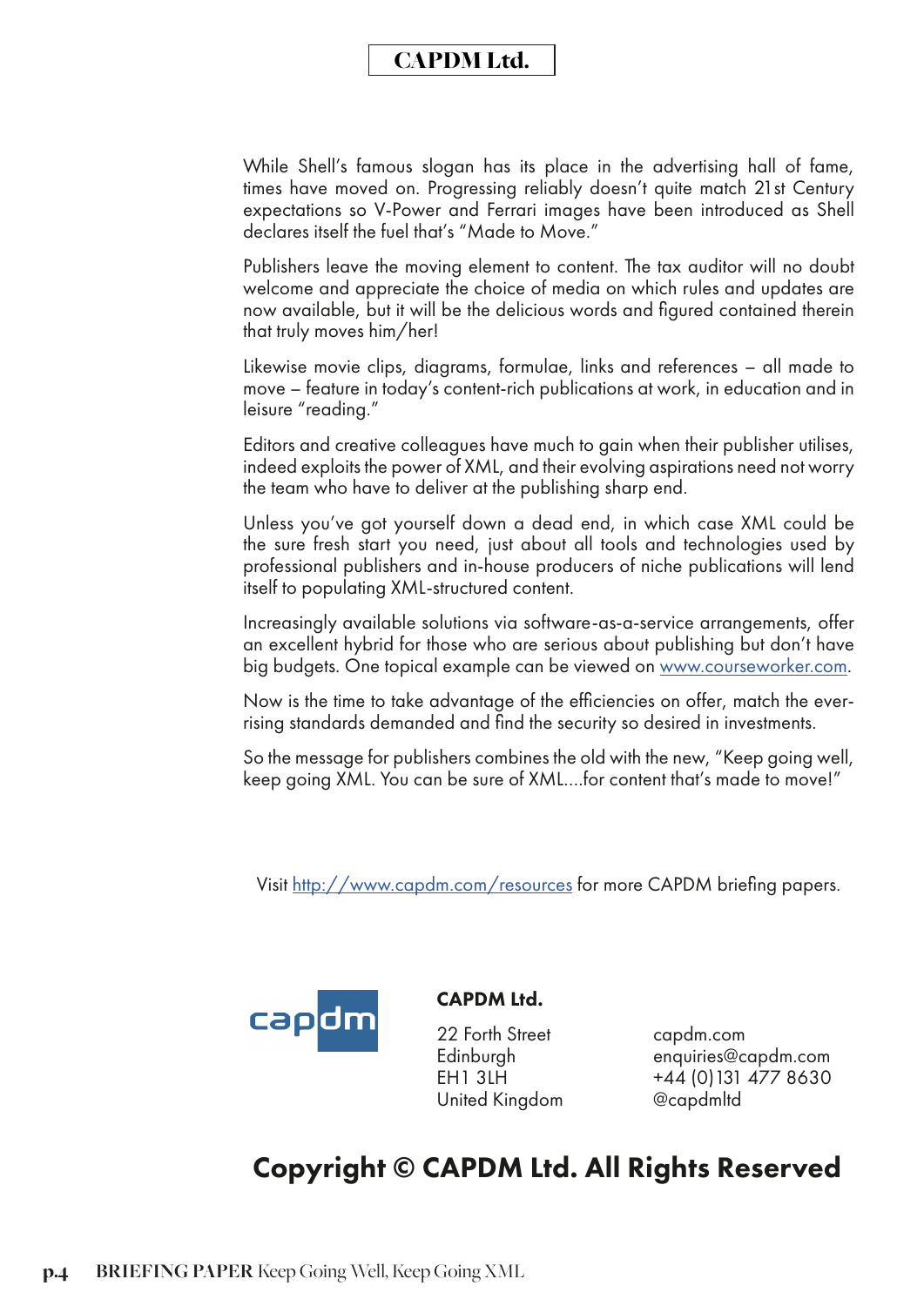While Shell's famous slogan has its place in the advertising hall of fame, times have moved on. Progressing reliably doesn't quite match 21st Century expectations so V-Power and Ferrari images have been introduced as Shell declares itself the fuel that's "Made to Move."

Publishers leave the moving element to content. The tax auditor will no doubt welcome and appreciate the choice of media on which rules and updates are now available, but it will be the delicious words and figured contained therein that truly moves him/her!

Likewise movie clips, diagrams, formulae, links and references – all made to move – feature in today's content-rich publications at work, in education and in leisure "reading."

Editors and creative colleagues have much to gain when their publisher utilises, indeed exploits the power of XML, and their evolving aspirations need not worry the team who have to deliver at the publishing sharp end.

Unless you've got yourself down a dead end, in which case XML could be the sure fresh start you need, just about all tools and technologies used by professional publishers and in-house producers of niche publications will lend itself to populating XML-structured content.

Increasingly available solutions via software-as-a-service arrangements, offer an excellent hybrid for those who are serious about publishing but don't have big budgets. One topical example can be viewed on [www.courseworker.com](http://www.courseworker.com).

Now is the time to take advantage of the efficiencies on offer, match the ever-rising standards demanded and find the security so desired in investments.

So the message for publishers combines the old with the new, "Keep going well, keep going XML. You can be sure of XML....for content that's made to move!"

Visit [http://www.capdm.com/resources](http://www.capdm.com/resources) for more CAPDM briefing papers.

capdm

**CAPDM Ltd.**

22 Forth Street
Edinburgh
EH1 3LH
United Kingdom

capdm.com
enquiries@capdm.com
+44 (0)131 477 8630
@capdmltd

**Copyright © CAPDM Ltd. All Rights Reserved**